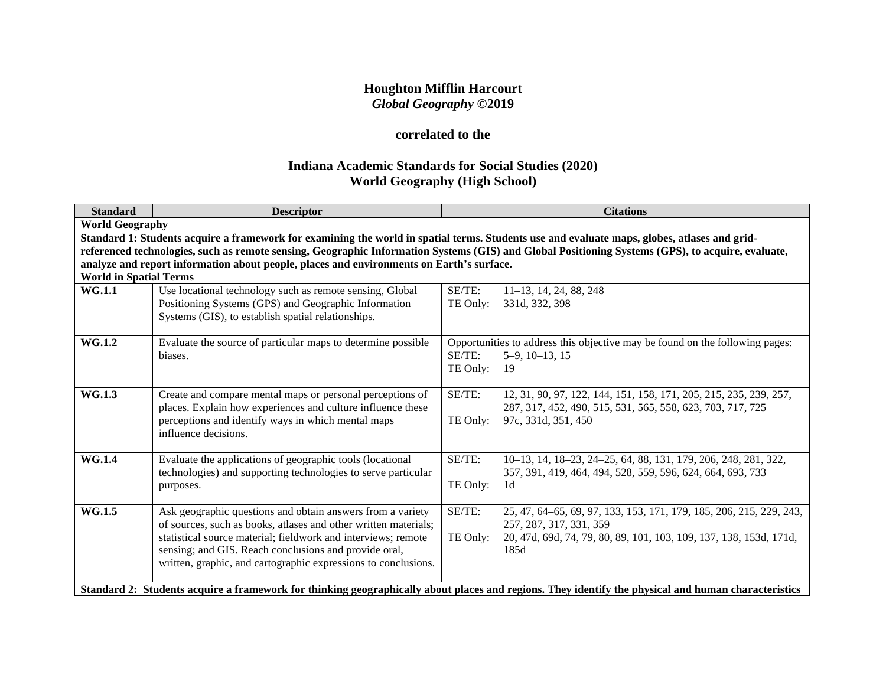**Houghton Mifflin Harcourt**
***Global Geography* ©2019**

**correlated to the**

**Indiana Academic Standards for Social Studies (2020)**
**World Geography (High School)**

| Standard | Descriptor | Citations |
|---|---|---|
| **World Geography** | | |
| **Standard 1: Students acquire a framework for examining the world in spatial terms. Students use and evaluate maps, globes, atlases and grid-referenced technologies, such as remote sensing, Geographic Information Systems (GIS) and Global Positioning Systems (GPS), to acquire, evaluate, analyze and report information about people, places and environments on Earth's surface.** | | |
| **World in Spatial Terms** | | |
| **WG.1.1** | Use locational technology such as remote sensing, Global Positioning Systems (GPS) and Geographic Information Systems (GIS), to establish spatial relationships. | SE/TE: 11–13, 14, 24, 88, 248<br>TE Only: 331d, 332, 398 |
| **WG.1.2** | Evaluate the source of particular maps to determine possible biases. | Opportunities to address this objective may be found on the following pages:<br>SE/TE: 5–9, 10–13, 15<br>TE Only: 19 |
| **WG.1.3** | Create and compare mental maps or personal perceptions of places. Explain how experiences and culture influence these perceptions and identify ways in which mental maps influence decisions. | SE/TE: 12, 31, 90, 97, 122, 144, 151, 158, 171, 205, 215, 235, 239, 257, 287, 317, 452, 490, 515, 531, 565, 558, 623, 703, 717, 725<br>TE Only: 97c, 331d, 351, 450 |
| **WG.1.4** | Evaluate the applications of geographic tools (locational technologies) and supporting technologies to serve particular purposes. | SE/TE: 10–13, 14, 18–23, 24–25, 64, 88, 131, 179, 206, 248, 281, 322, 357, 391, 419, 464, 494, 528, 559, 596, 624, 664, 693, 733<br>TE Only: 1d |
| **WG.1.5** | Ask geographic questions and obtain answers from a variety of sources, such as books, atlases and other written materials; statistical source material; fieldwork and interviews; remote sensing; and GIS. Reach conclusions and provide oral, written, graphic, and cartographic expressions to conclusions. | SE/TE: 25, 47, 64–65, 69, 97, 133, 153, 171, 179, 185, 206, 215, 229, 243, 257, 287, 317, 331, 359<br>TE Only: 20, 47d, 69d, 74, 79, 80, 89, 101, 103, 109, 137, 138, 153d, 171d, 185d |
| **Standard 2: Students acquire a framework for thinking geographically about places and regions. They identify the physical and human characteristics** | | |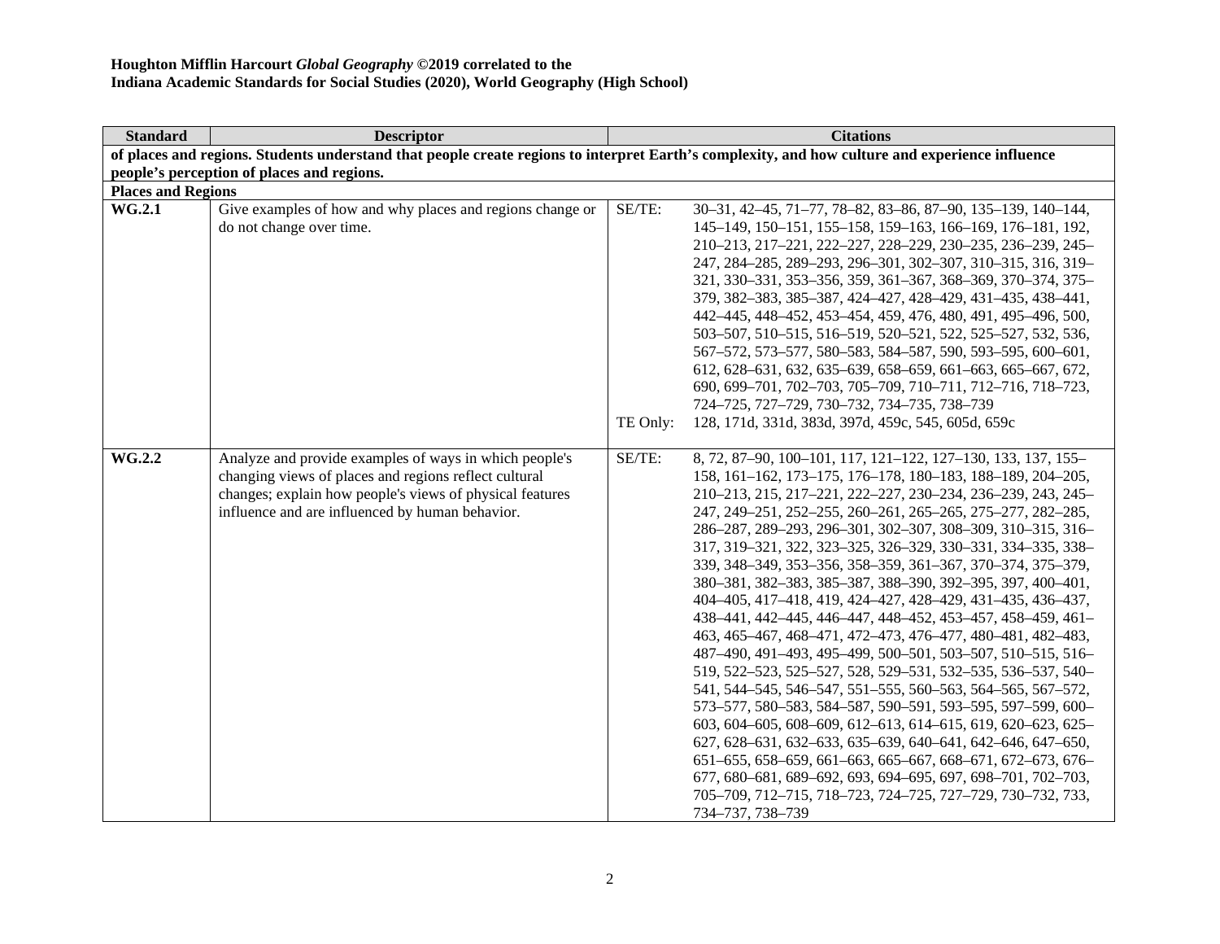**Houghton Mifflin Harcourt *Global Geography* ©2019 correlated to the**
**Indiana Academic Standards for Social Studies (2020), World Geography (High School)**

| Standard | Descriptor | Citations | |
|---|---|---|---|
| **of places and regions. Students understand that people create regions to interpret Earth's complexity, and how culture and experience influence people's perception of places and regions.** | | | |
| **Places and Regions** | | | |
| **WG.2.1** | Give examples of how and why places and regions change or do not change over time. | SE/TE: | 30–31, 42–45, 71–77, 78–82, 83–86, 87–90, 135–139, 140–144, 145–149, 150–151, 155–158, 159–163, 166–169, 176–181, 192, 210–213, 217–221, 222–227, 228–229, 230–235, 236–239, 245–247, 284–285, 289–293, 296–301, 302–307, 310–315, 316, 319–321, 330–331, 353–356, 359, 361–367, 368–369, 370–374, 375–379, 382–383, 385–387, 424–427, 428–429, 431–435, 438–441, 442–445, 448–452, 453–454, 459, 476, 480, 491, 495–496, 500, 503–507, 510–515, 516–519, 520–521, 522, 525–527, 532, 536, 567–572, 573–577, 580–583, 584–587, 590, 593–595, 600–601, 612, 628–631, 632, 635–639, 658–659, 661–663, 665–667, 672, 690, 699–701, 702–703, 705–709, 710–711, 712–716, 718–723, 724–725, 727–729, 730–732, 734–735, 738–739 |
| | | TE Only: | 128, 171d, 331d, 383d, 397d, 459c, 545, 605d, 659c |
| **WG.2.2** | Analyze and provide examples of ways in which people's changing views of places and regions reflect cultural changes; explain how people's views of physical features influence and are influenced by human behavior. | SE/TE: | 8, 72, 87–90, 100–101, 117, 121–122, 127–130, 133, 137, 155–158, 161–162, 173–175, 176–178, 180–183, 188–189, 204–205, 210–213, 215, 217–221, 222–227, 230–234, 236–239, 243, 245–247, 249–251, 252–255, 260–261, 265–265, 275–277, 282–285, 286–287, 289–293, 296–301, 302–307, 308–309, 310–315, 316–317, 319–321, 322, 323–325, 326–329, 330–331, 334–335, 338–339, 348–349, 353–356, 358–359, 361–367, 370–374, 375–379, 380–381, 382–383, 385–387, 388–390, 392–395, 397, 400–401, 404–405, 417–418, 419, 424–427, 428–429, 431–435, 436–437, 438–441, 442–445, 446–447, 448–452, 453–457, 458–459, 461–463, 465–467, 468–471, 472–473, 476–477, 480–481, 482–483, 487–490, 491–493, 495–499, 500–501, 503–507, 510–515, 516–519, 522–523, 525–527, 528, 529–531, 532–535, 536–537, 540–541, 544–545, 546–547, 551–555, 560–563, 564–565, 567–572, 573–577, 580–583, 584–587, 590–591, 593–595, 597–599, 600–603, 604–605, 608–609, 612–613, 614–615, 619, 620–623, 625–627, 628–631, 632–633, 635–639, 640–641, 642–646, 647–650, 651–655, 658–659, 661–663, 665–667, 668–671, 672–673, 676–677, 680–681, 689–692, 693, 694–695, 697, 698–701, 702–703, 705–709, 712–715, 718–723, 724–725, 727–729, 730–732, 733, 734–737, 738–739 |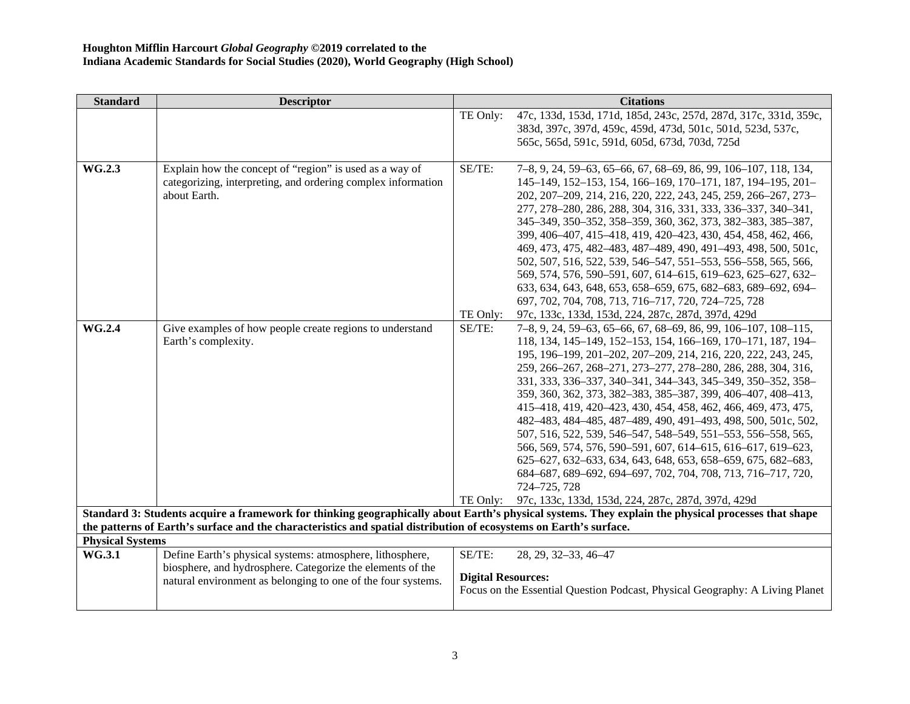**Houghton Mifflin Harcourt *Global Geography* ©2019 correlated to the**
**Indiana Academic Standards for Social Studies (2020), World Geography (High School)**

| Standard | Descriptor | Citations |
|---|---|---|
| | | TE Only: 47c, 133d, 153d, 171d, 185d, 243c, 257d, 287d, 317c, 331d, 359c, 383d, 397c, 397d, 459c, 459d, 473d, 501c, 501d, 523d, 537c, 565c, 565d, 591c, 591d, 605d, 673d, 703d, 725d |
| **WG.2.3** | Explain how the concept of "region" is used as a way of categorizing, interpreting, and ordering complex information about Earth. | SE/TE: 7–8, 9, 24, 59–63, 65–66, 67, 68–69, 86, 99, 106–107, 118, 134, 145–149, 152–153, 154, 166–169, 170–171, 187, 194–195, 201–202, 207–209, 214, 216, 220, 222, 243, 245, 259, 266–267, 273–277, 278–280, 286, 288, 304, 316, 331, 333, 336–337, 340–341, 345–349, 350–352, 358–359, 360, 362, 373, 382–383, 385–387, 399, 406–407, 415–418, 419, 420–423, 430, 454, 458, 462, 466, 469, 473, 475, 482–483, 487–489, 490, 491–493, 498, 500, 501c, 502, 507, 516, 522, 539, 546–547, 551–553, 556–558, 565, 566, 569, 574, 576, 590–591, 607, 614–615, 619–623, 625–627, 632–633, 634, 643, 648, 653, 658–659, 675, 682–683, 689–692, 694–697, 702, 704, 708, 713, 716–717, 720, 724–725, 728<br>TE Only: 97c, 133c, 133d, 153d, 224, 287c, 287d, 397d, 429d |
| **WG.2.4** | Give examples of how people create regions to understand Earth's complexity. | SE/TE: 7–8, 9, 24, 59–63, 65–66, 67, 68–69, 86, 99, 106–107, 108–115, 118, 134, 145–149, 152–153, 154, 166–169, 170–171, 187, 194–195, 196–199, 201–202, 207–209, 214, 216, 220, 222, 243, 245, 259, 266–267, 268–271, 273–277, 278–280, 286, 288, 304, 316, 331, 333, 336–337, 340–341, 344–343, 345–349, 350–352, 358–359, 360, 362, 373, 382–383, 385–387, 399, 406–407, 408–413, 415–418, 419, 420–423, 430, 454, 458, 462, 466, 469, 473, 475, 482–483, 484–485, 487–489, 490, 491–493, 498, 500, 501c, 502, 507, 516, 522, 539, 546–547, 548–549, 551–553, 556–558, 565, 566, 569, 574, 576, 590–591, 607, 614–615, 616–617, 619–623, 625–627, 632–633, 634, 643, 648, 653, 658–659, 675, 682–683, 684–687, 689–692, 694–697, 702, 704, 708, 713, 716–717, 720, 724–725, 728<br>TE Only: 97c, 133c, 133d, 153d, 224, 287c, 287d, 397d, 429d |
| **Standard 3: Students acquire a framework for thinking geographically about Earth's physical systems. They explain the physical processes that shape the patterns of Earth's surface and the characteristics and spatial distribution of ecosystems on Earth's surface.** | | |
| **Physical Systems** | | |
| **WG.3.1** | Define Earth's physical systems: atmosphere, lithosphere, biosphere, and hydrosphere. Categorize the elements of the natural environment as belonging to one of the four systems. | SE/TE: 28, 29, 32–33, 46–47<br><br>**Digital Resources:**<br>Focus on the Essential Question Podcast, Physical Geography: A Living Planet |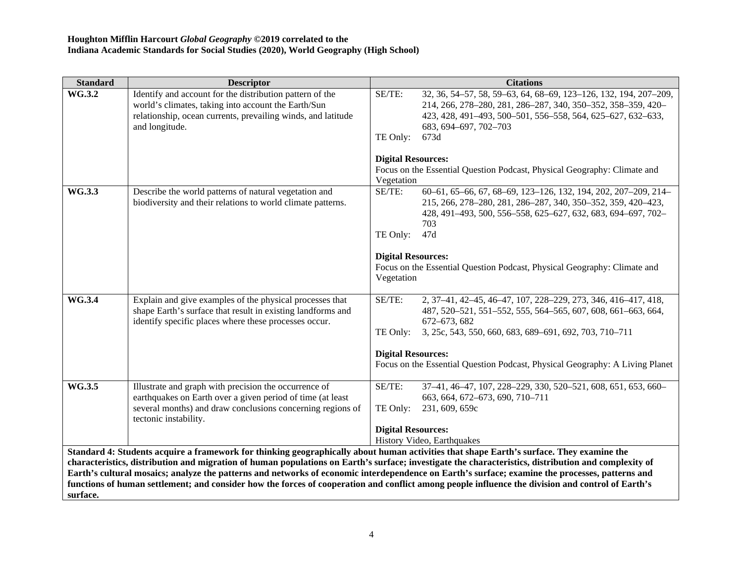**Houghton Mifflin Harcourt *Global Geography* ©2019 correlated to the**
**Indiana Academic Standards for Social Studies (2020), World Geography (High School)**

| Standard | Descriptor | Citations |
|---|---|---|
| **WG.3.2** | Identify and account for the distribution pattern of the world's climates, taking into account the Earth/Sun relationship, ocean currents, prevailing winds, and latitude and longitude. | SE/TE: 32, 36, 54–57, 58, 59–63, 64, 68–69, 123–126, 132, 194, 207–209, 214, 266, 278–280, 281, 286–287, 340, 350–352, 358–359, 420–423, 428, 491–493, 500–501, 556–558, 564, 625–627, 632–633, 683, 694–697, 702–703<br>TE Only: 673d<br><br>**Digital Resources:**<br>Focus on the Essential Question Podcast, Physical Geography: Climate and Vegetation |
| **WG.3.3** | Describe the world patterns of natural vegetation and biodiversity and their relations to world climate patterns. | SE/TE: 60–61, 65–66, 67, 68–69, 123–126, 132, 194, 202, 207–209, 214–215, 266, 278–280, 281, 286–287, 340, 350–352, 359, 420–423, 428, 491–493, 500, 556–558, 625–627, 632, 683, 694–697, 702–703<br>TE Only: 47d<br><br>**Digital Resources:**<br>Focus on the Essential Question Podcast, Physical Geography: Climate and Vegetation |
| **WG.3.4** | Explain and give examples of the physical processes that shape Earth's surface that result in existing landforms and identify specific places where these processes occur. | SE/TE: 2, 37–41, 42–45, 46–47, 107, 228–229, 273, 346, 416–417, 418, 487, 520–521, 551–552, 555, 564–565, 607, 608, 661–663, 664, 672–673, 682<br>TE Only: 3, 25c, 543, 550, 660, 683, 689–691, 692, 703, 710–711<br><br>**Digital Resources:**<br>Focus on the Essential Question Podcast, Physical Geography: A Living Planet |
| **WG.3.5** | Illustrate and graph with precision the occurrence of earthquakes on Earth over a given period of time (at least several months) and draw conclusions concerning regions of tectonic instability. | SE/TE: 37–41, 46–47, 107, 228–229, 330, 520–521, 608, 651, 653, 660–663, 664, 672–673, 690, 710–711<br>TE Only: 231, 609, 659c<br><br>**Digital Resources:**<br>History Video, Earthquakes |
| **Standard 4: Students acquire a framework for thinking geographically about human activities that shape Earth's surface. They examine the characteristics, distribution and migration of human populations on Earth's surface; investigate the characteristics, distribution and complexity of Earth's cultural mosaics; analyze the patterns and networks of economic interdependence on Earth's surface; examine the processes, patterns and functions of human settlement; and consider how the forces of cooperation and conflict among people influence the division and control of Earth's surface.** | | |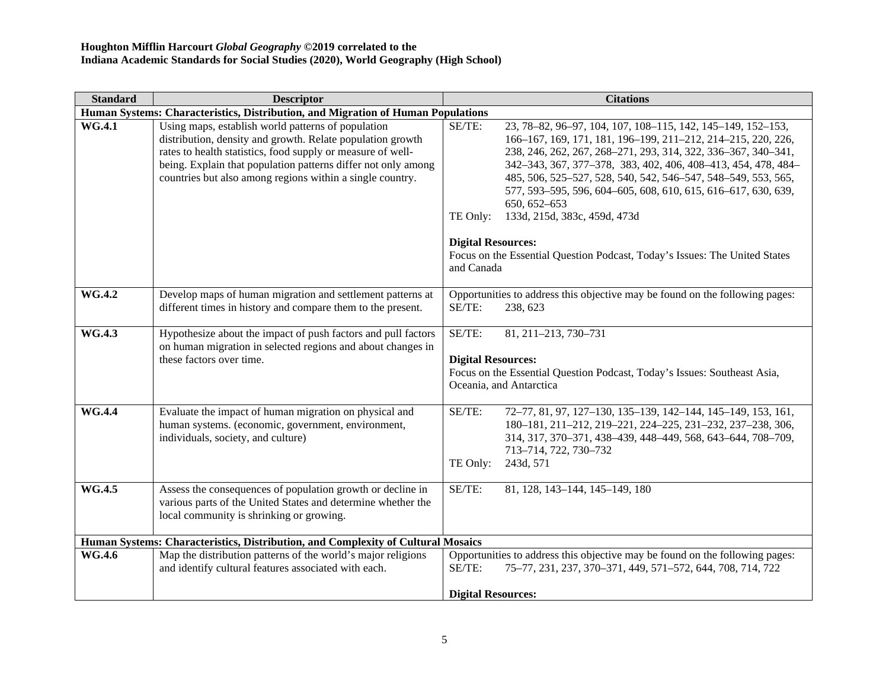**Houghton Mifflin Harcourt *Global Geography* ©2019 correlated to the**
**Indiana Academic Standards for Social Studies (2020), World Geography (High School)**

| Standard | Descriptor | Citations |
|---|---|---|
| **Human Systems: Characteristics, Distribution, and Migration of Human Populations** | | |
| **WG.4.1** | Using maps, establish world patterns of population distribution, density and growth. Relate population growth rates to health statistics, food supply or measure of well-being. Explain that population patterns differ not only among countries but also among regions within a single country. | SE/TE: 23, 78–82, 96–97, 104, 107, 108–115, 142, 145–149, 152–153, 166–167, 169, 171, 181, 196–199, 211–212, 214–215, 220, 226, 238, 246, 262, 267, 268–271, 293, 314, 322, 336–367, 340–341, 342–343, 367, 377–378, 383, 402, 406, 408–413, 454, 478, 484–485, 506, 525–527, 528, 540, 542, 546–547, 548–549, 553, 565, 577, 593–595, 596, 604–605, 608, 610, 615, 616–617, 630, 639, 650, 652–653<br>TE Only: 133d, 215d, 383c, 459d, 473d<br><br>**Digital Resources:**<br>Focus on the Essential Question Podcast, Today's Issues: The United States and Canada |
| **WG.4.2** | Develop maps of human migration and settlement patterns at different times in history and compare them to the present. | Opportunities to address this objective may be found on the following pages:<br>SE/TE: 238, 623 |
| **WG.4.3** | Hypothesize about the impact of push factors and pull factors on human migration in selected regions and about changes in these factors over time. | SE/TE: 81, 211–213, 730–731<br><br>**Digital Resources:**<br>Focus on the Essential Question Podcast, Today's Issues: Southeast Asia, Oceania, and Antarctica |
| **WG.4.4** | Evaluate the impact of human migration on physical and human systems. (economic, government, environment, individuals, society, and culture) | SE/TE: 72–77, 81, 97, 127–130, 135–139, 142–144, 145–149, 153, 161, 180–181, 211–212, 219–221, 224–225, 231–232, 237–238, 306, 314, 317, 370–371, 438–439, 448–449, 568, 643–644, 708–709, 713–714, 722, 730–732<br>TE Only: 243d, 571 |
| **WG.4.5** | Assess the consequences of population growth or decline in various parts of the United States and determine whether the local community is shrinking or growing. | SE/TE: 81, 128, 143–144, 145–149, 180 |
| **Human Systems: Characteristics, Distribution, and Complexity of Cultural Mosaics** | | |
| **WG.4.6** | Map the distribution patterns of the world's major religions and identify cultural features associated with each. | Opportunities to address this objective may be found on the following pages:<br>SE/TE: 75–77, 231, 237, 370–371, 449, 571–572, 644, 708, 714, 722<br><br>**Digital Resources:** |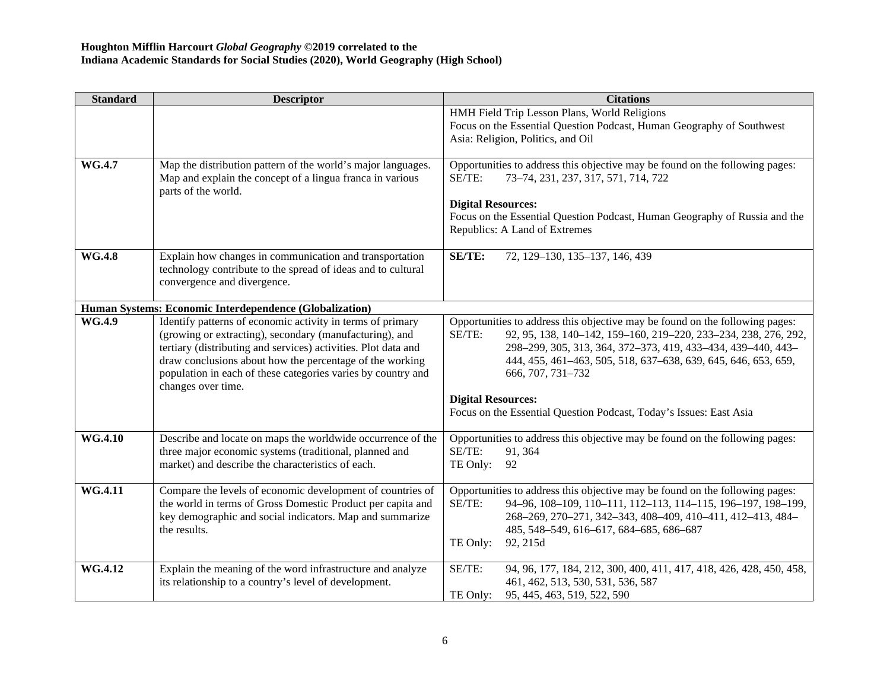**Houghton Mifflin Harcourt *Global Geography* ©2019 correlated to the**
**Indiana Academic Standards for Social Studies (2020), World Geography (High School)**

| Standard | Descriptor | Citations |
|---|---|---|
| | | HMH Field Trip Lesson Plans, World Religions<br>Focus on the Essential Question Podcast, Human Geography of Southwest Asia: Religion, Politics, and Oil |
| **WG.4.7** | Map the distribution pattern of the world's major languages. Map and explain the concept of a lingua franca in various parts of the world. | Opportunities to address this objective may be found on the following pages:<br>SE/TE: 73–74, 231, 237, 317, 571, 714, 722<br><br>**Digital Resources:**<br>Focus on the Essential Question Podcast, Human Geography of Russia and the Republics: A Land of Extremes |
| **WG.4.8** | Explain how changes in communication and transportation technology contribute to the spread of ideas and to cultural convergence and divergence. | **SE/TE:** 72, 129–130, 135–137, 146, 439 |
| **Human Systems: Economic Interdependence (Globalization)** | | |
| **WG.4.9** | Identify patterns of economic activity in terms of primary (growing or extracting), secondary (manufacturing), and tertiary (distributing and services) activities. Plot data and draw conclusions about how the percentage of the working population in each of these categories varies by country and changes over time. | Opportunities to address this objective may be found on the following pages:<br>SE/TE: 92, 95, 138, 140–142, 159–160, 219–220, 233–234, 238, 276, 292, 298–299, 305, 313, 364, 372–373, 419, 433–434, 439–440, 443–444, 455, 461–463, 505, 518, 637–638, 639, 645, 646, 653, 659, 666, 707, 731–732<br><br>**Digital Resources:**<br>Focus on the Essential Question Podcast, Today's Issues: East Asia |
| **WG.4.10** | Describe and locate on maps the worldwide occurrence of the three major economic systems (traditional, planned and market) and describe the characteristics of each. | Opportunities to address this objective may be found on the following pages:<br>SE/TE: 91, 364<br>TE Only: 92 |
| **WG.4.11** | Compare the levels of economic development of countries of the world in terms of Gross Domestic Product per capita and key demographic and social indicators. Map and summarize the results. | Opportunities to address this objective may be found on the following pages:<br>SE/TE: 94–96, 108–109, 110–111, 112–113, 114–115, 196–197, 198–199, 268–269, 270–271, 342–343, 408–409, 410–411, 412–413, 484–485, 548–549, 616–617, 684–685, 686–687<br>TE Only: 92, 215d |
| **WG.4.12** | Explain the meaning of the word infrastructure and analyze its relationship to a country's level of development. | SE/TE: 94, 96, 177, 184, 212, 300, 400, 411, 417, 418, 426, 428, 450, 458, 461, 462, 513, 530, 531, 536, 587<br>TE Only: 95, 445, 463, 519, 522, 590 |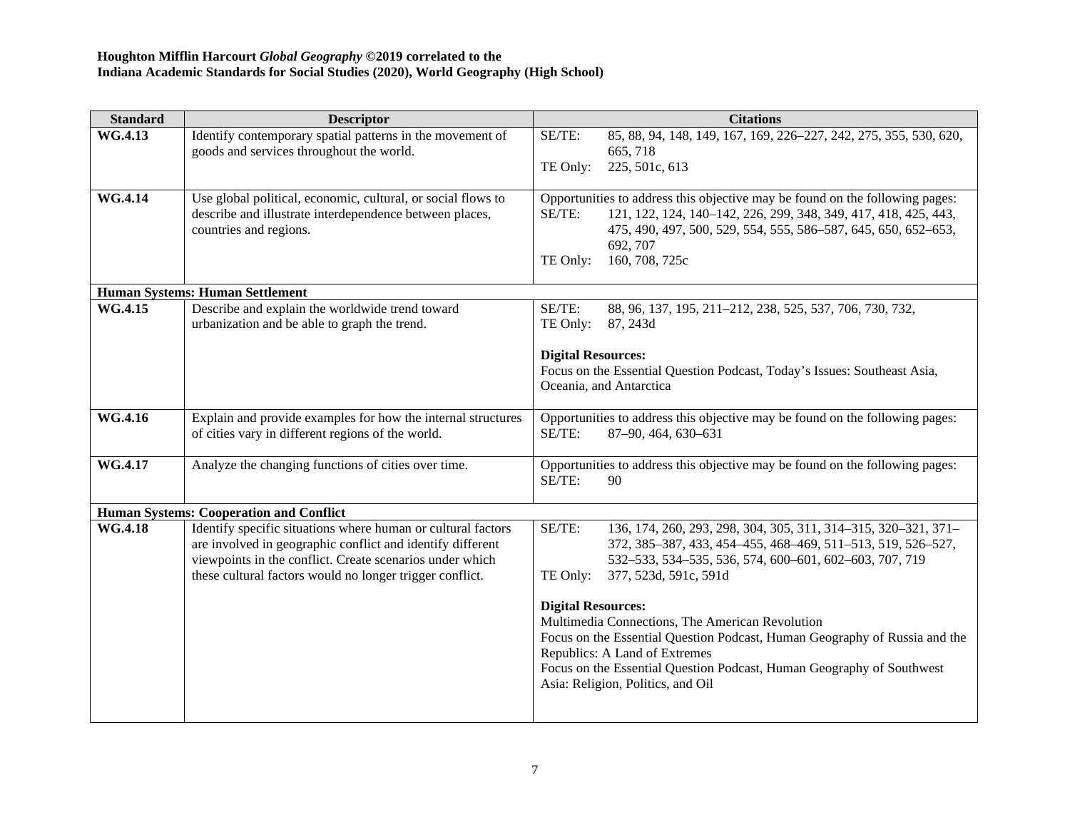**Houghton Mifflin Harcourt *Global Geography* ©2019 correlated to the**
**Indiana Academic Standards for Social Studies (2020), World Geography (High School)**

| Standard | Descriptor | Citations |
|---|---|---|
| **WG.4.13** | Identify contemporary spatial patterns in the movement of goods and services throughout the world. | SE/TE: 85, 88, 94, 148, 149, 167, 169, 226–227, 242, 275, 355, 530, 620, 665, 718<br>TE Only: 225, 501c, 613 |
| **WG.4.14** | Use global political, economic, cultural, or social flows to describe and illustrate interdependence between places, countries and regions. | Opportunities to address this objective may be found on the following pages:<br>SE/TE: 121, 122, 124, 140–142, 226, 299, 348, 349, 417, 418, 425, 443, 475, 490, 497, 500, 529, 554, 555, 586–587, 645, 650, 652–653, 692, 707<br>TE Only: 160, 708, 725c |
| **Human Systems: Human Settlement** | | |
| **WG.4.15** | Describe and explain the worldwide trend toward urbanization and be able to graph the trend. | SE/TE: 88, 96, 137, 195, 211–212, 238, 525, 537, 706, 730, 732,<br>TE Only: 87, 243d<br><br>**Digital Resources:**<br>Focus on the Essential Question Podcast, Today's Issues: Southeast Asia, Oceania, and Antarctica |
| **WG.4.16** | Explain and provide examples for how the internal structures of cities vary in different regions of the world. | Opportunities to address this objective may be found on the following pages:<br>SE/TE: 87–90, 464, 630–631 |
| **WG.4.17** | Analyze the changing functions of cities over time. | Opportunities to address this objective may be found on the following pages:<br>SE/TE: 90 |
| **Human Systems: Cooperation and Conflict** | | |
| **WG.4.18** | Identify specific situations where human or cultural factors are involved in geographic conflict and identify different viewpoints in the conflict. Create scenarios under which these cultural factors would no longer trigger conflict. | SE/TE: 136, 174, 260, 293, 298, 304, 305, 311, 314–315, 320–321, 371–372, 385–387, 433, 454–455, 468–469, 511–513, 519, 526–527, 532–533, 534–535, 536, 574, 600–601, 602–603, 707, 719<br>TE Only: 377, 523d, 591c, 591d<br><br>**Digital Resources:**<br>Multimedia Connections, The American Revolution<br>Focus on the Essential Question Podcast, Human Geography of Russia and the Republics: A Land of Extremes<br>Focus on the Essential Question Podcast, Human Geography of Southwest Asia: Religion, Politics, and Oil |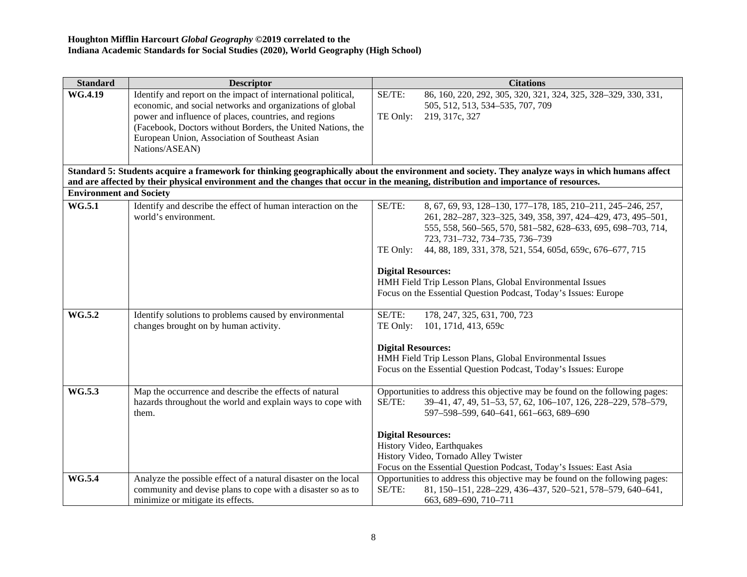**Houghton Mifflin Harcourt *Global Geography* ©2019 correlated to the**
**Indiana Academic Standards for Social Studies (2020), World Geography (High School)**

| Standard | Descriptor | Citations |
|---|---|---|
| **WG.4.19** | Identify and report on the impact of international political, economic, and social networks and organizations of global power and influence of places, countries, and regions (Facebook, Doctors without Borders, the United Nations, the European Union, Association of Southeast Asian Nations/ASEAN) | SE/TE: 86, 160, 220, 292, 305, 320, 321, 324, 325, 328–329, 330, 331, 505, 512, 513, 534–535, 707, 709<br>TE Only: 219, 317c, 327 |
| **Standard 5: Students acquire a framework for thinking geographically about the environment and society. They analyze ways in which humans affect and are affected by their physical environment and the changes that occur in the meaning, distribution and importance of resources.** | | |
| **Environment and Society** | | |
| **WG.5.1** | Identify and describe the effect of human interaction on the world's environment. | SE/TE: 8, 67, 69, 93, 128–130, 177–178, 185, 210–211, 245–246, 257, 261, 282–287, 323–325, 349, 358, 397, 424–429, 473, 495–501, 555, 558, 560–565, 570, 581–582, 628–633, 695, 698–703, 714, 723, 731–732, 734–735, 736–739<br>TE Only: 44, 88, 189, 331, 378, 521, 554, 605d, 659c, 676–677, 715<br><br>**Digital Resources:**<br>HMH Field Trip Lesson Plans, Global Environmental Issues<br>Focus on the Essential Question Podcast, Today's Issues: Europe |
| **WG.5.2** | Identify solutions to problems caused by environmental changes brought on by human activity. | SE/TE: 178, 247, 325, 631, 700, 723<br>TE Only: 101, 171d, 413, 659c<br><br>**Digital Resources:**<br>HMH Field Trip Lesson Plans, Global Environmental Issues<br>Focus on the Essential Question Podcast, Today's Issues: Europe |
| **WG.5.3** | Map the occurrence and describe the effects of natural hazards throughout the world and explain ways to cope with them. | Opportunities to address this objective may be found on the following pages:<br>SE/TE: 39–41, 47, 49, 51–53, 57, 62, 106–107, 126, 228–229, 578–579, 597–598–599, 640–641, 661–663, 689–690<br><br>**Digital Resources:**<br>History Video, Earthquakes<br>History Video, Tornado Alley Twister<br>Focus on the Essential Question Podcast, Today's Issues: East Asia |
| **WG.5.4** | Analyze the possible effect of a natural disaster on the local community and devise plans to cope with a disaster so as to minimize or mitigate its effects. | Opportunities to address this objective may be found on the following pages:<br>SE/TE: 81, 150–151, 228–229, 436–437, 520–521, 578–579, 640–641, 663, 689–690, 710–711 |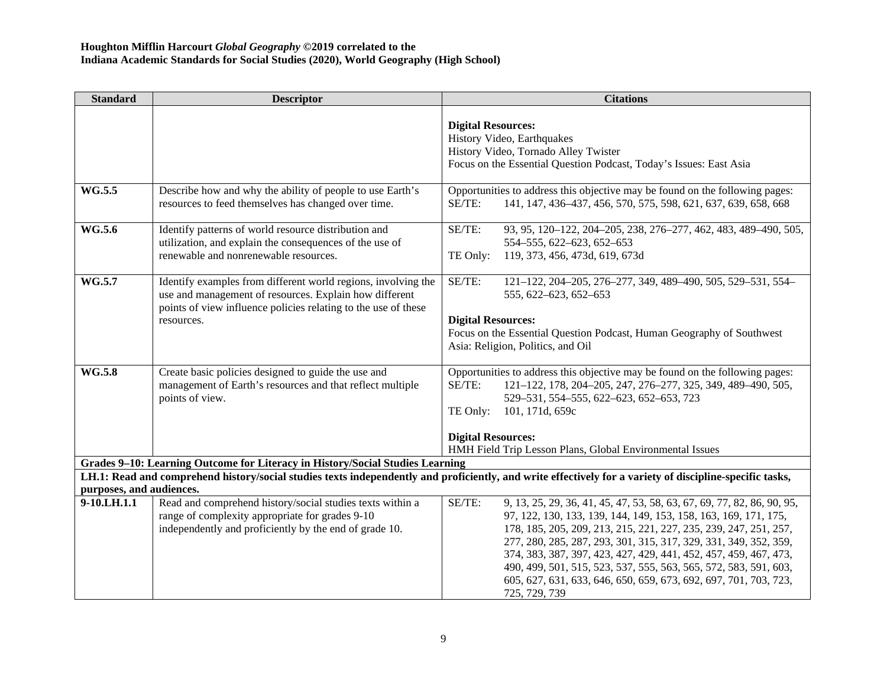**Houghton Mifflin Harcourt *Global Geography* ©2019 correlated to the**
**Indiana Academic Standards for Social Studies (2020), World Geography (High School)**

| Standard | Descriptor | Citations |
|---|---|---|
| | | **Digital Resources:**<br>History Video, Earthquakes<br>History Video, Tornado Alley Twister<br>Focus on the Essential Question Podcast, Today's Issues: East Asia |
| **WG.5.5** | Describe how and why the ability of people to use Earth's resources to feed themselves has changed over time. | Opportunities to address this objective may be found on the following pages:<br>SE/TE: 141, 147, 436–437, 456, 570, 575, 598, 621, 637, 639, 658, 668 |
| **WG.5.6** | Identify patterns of world resource distribution and utilization, and explain the consequences of the use of renewable and nonrenewable resources. | SE/TE: 93, 95, 120–122, 204–205, 238, 276–277, 462, 483, 489–490, 505, 554–555, 622–623, 652–653<br>TE Only: 119, 373, 456, 473d, 619, 673d |
| **WG.5.7** | Identify examples from different world regions, involving the use and management of resources. Explain how different points of view influence policies relating to the use of these resources. | SE/TE: 121–122, 204–205, 276–277, 349, 489–490, 505, 529–531, 554–555, 622–623, 652–653<br><br>**Digital Resources:**<br>Focus on the Essential Question Podcast, Human Geography of Southwest Asia: Religion, Politics, and Oil |
| **WG.5.8** | Create basic policies designed to guide the use and management of Earth's resources and that reflect multiple points of view. | Opportunities to address this objective may be found on the following pages:<br>SE/TE: 121–122, 178, 204–205, 247, 276–277, 325, 349, 489–490, 505, 529–531, 554–555, 622–623, 652–653, 723<br>TE Only: 101, 171d, 659c<br><br>**Digital Resources:**<br>HMH Field Trip Lesson Plans, Global Environmental Issues |
| **Grades 9–10: Learning Outcome for Literacy in History/Social Studies Learning** | | |
| **LH.1: Read and comprehend history/social studies texts independently and proficiently, and write effectively for a variety of discipline-specific tasks, purposes, and audiences.** | | |
| **9-10.LH.1.1** | Read and comprehend history/social studies texts within a range of complexity appropriate for grades 9-10 independently and proficiently by the end of grade 10. | SE/TE: 9, 13, 25, 29, 36, 41, 45, 47, 53, 58, 63, 67, 69, 77, 82, 86, 90, 95, 97, 122, 130, 133, 139, 144, 149, 153, 158, 163, 169, 171, 175, 178, 185, 205, 209, 213, 215, 221, 227, 235, 239, 247, 251, 257, 277, 280, 285, 287, 293, 301, 315, 317, 329, 331, 349, 352, 359, 374, 383, 387, 397, 423, 427, 429, 441, 452, 457, 459, 467, 473, 490, 499, 501, 515, 523, 537, 555, 563, 565, 572, 583, 591, 603, 605, 627, 631, 633, 646, 650, 659, 673, 692, 697, 701, 703, 723, 725, 729, 739 |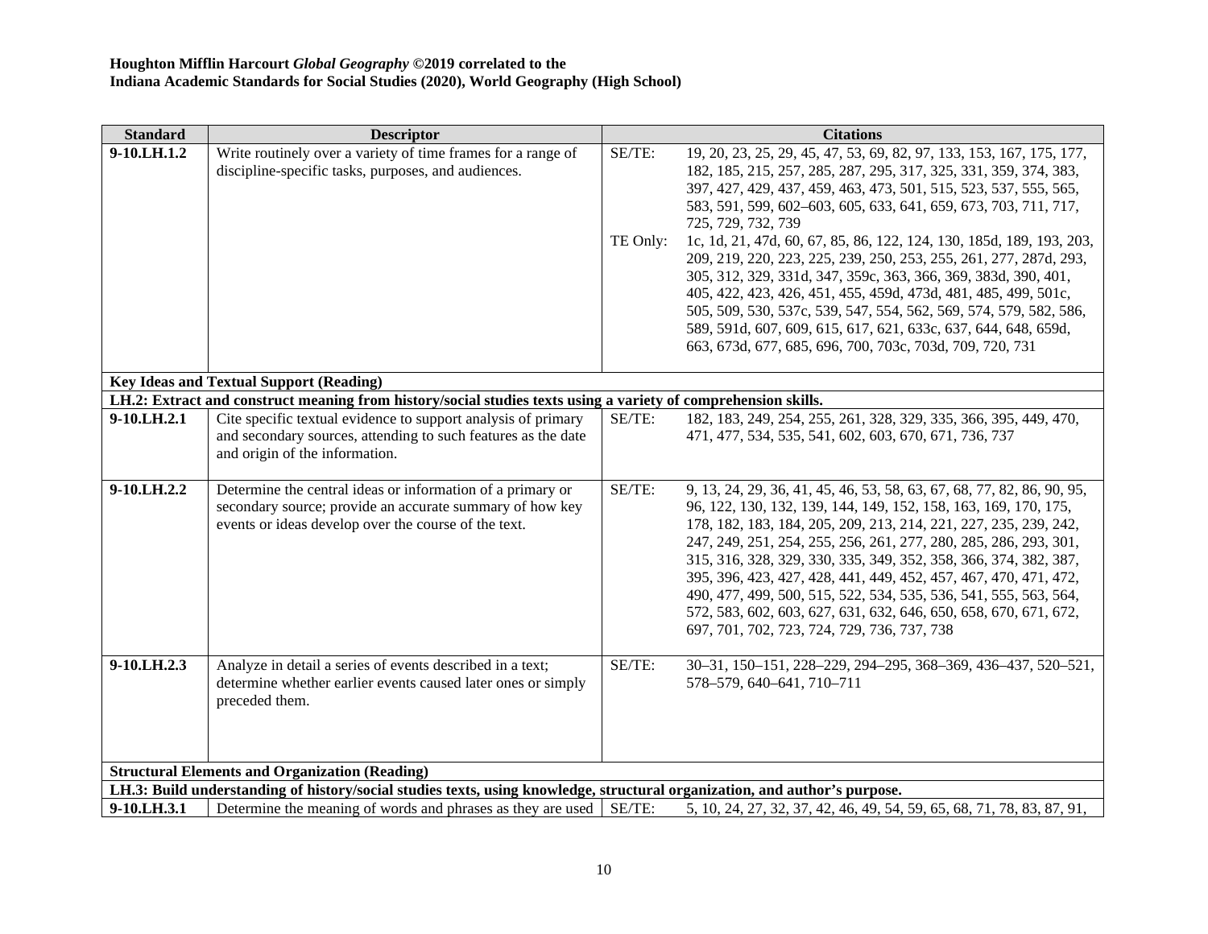**Houghton Mifflin Harcourt *Global Geography* ©2019 correlated to the**
**Indiana Academic Standards for Social Studies (2020), World Geography (High School)**

| Standard | Descriptor | Citations | |
|---|---|---|---|
| **9-10.LH.1.2** | Write routinely over a variety of time frames for a range of discipline-specific tasks, purposes, and audiences. | SE/TE: | 19, 20, 23, 25, 29, 45, 47, 53, 69, 82, 97, 133, 153, 167, 175, 177, 182, 185, 215, 257, 285, 287, 295, 317, 325, 331, 359, 374, 383, 397, 427, 429, 437, 459, 463, 473, 501, 515, 523, 537, 555, 565, 583, 591, 599, 602–603, 605, 633, 641, 659, 673, 703, 711, 717, 725, 729, 732, 739 |
| | | TE Only: | 1c, 1d, 21, 47d, 60, 67, 85, 86, 122, 124, 130, 185d, 189, 193, 203, 209, 219, 220, 223, 225, 239, 250, 253, 255, 261, 277, 287d, 293, 305, 312, 329, 331d, 347, 359c, 363, 366, 369, 383d, 390, 401, 405, 422, 423, 426, 451, 455, 459d, 473d, 481, 485, 499, 501c, 505, 509, 530, 537c, 539, 547, 554, 562, 569, 574, 579, 582, 586, 589, 591d, 607, 609, 615, 617, 621, 633c, 637, 644, 648, 659d, 663, 673d, 677, 685, 696, 700, 703c, 703d, 709, 720, 731 |
| **Key Ideas and Textual Support (Reading)** | | | |
| **LH.2: Extract and construct meaning from history/social studies texts using a variety of comprehension skills.** | | | |
| **9-10.LH.2.1** | Cite specific textual evidence to support analysis of primary and secondary sources, attending to such features as the date and origin of the information. | SE/TE: | 182, 183, 249, 254, 255, 261, 328, 329, 335, 366, 395, 449, 470, 471, 477, 534, 535, 541, 602, 603, 670, 671, 736, 737 |
| **9-10.LH.2.2** | Determine the central ideas or information of a primary or secondary source; provide an accurate summary of how key events or ideas develop over the course of the text. | SE/TE: | 9, 13, 24, 29, 36, 41, 45, 46, 53, 58, 63, 67, 68, 77, 82, 86, 90, 95, 96, 122, 130, 132, 139, 144, 149, 152, 158, 163, 169, 170, 175, 178, 182, 183, 184, 205, 209, 213, 214, 221, 227, 235, 239, 242, 247, 249, 251, 254, 255, 256, 261, 277, 280, 285, 286, 293, 301, 315, 316, 328, 329, 330, 335, 349, 352, 358, 366, 374, 382, 387, 395, 396, 423, 427, 428, 441, 449, 452, 457, 467, 470, 471, 472, 490, 477, 499, 500, 515, 522, 534, 535, 536, 541, 555, 563, 564, 572, 583, 602, 603, 627, 631, 632, 646, 650, 658, 670, 671, 672, 697, 701, 702, 723, 724, 729, 736, 737, 738 |
| **9-10.LH.2.3** | Analyze in detail a series of events described in a text; determine whether earlier events caused later ones or simply preceded them. | SE/TE: | 30–31, 150–151, 228–229, 294–295, 368–369, 436–437, 520–521, 578–579, 640–641, 710–711 |
| **Structural Elements and Organization (Reading)** | | | |
| **LH.3: Build understanding of history/social studies texts, using knowledge, structural organization, and author's purpose.** | | | |
| **9-10.LH.3.1** | Determine the meaning of words and phrases as they are used | SE/TE: | 5, 10, 24, 27, 32, 37, 42, 46, 49, 54, 59, 65, 68, 71, 78, 83, 87, 91, |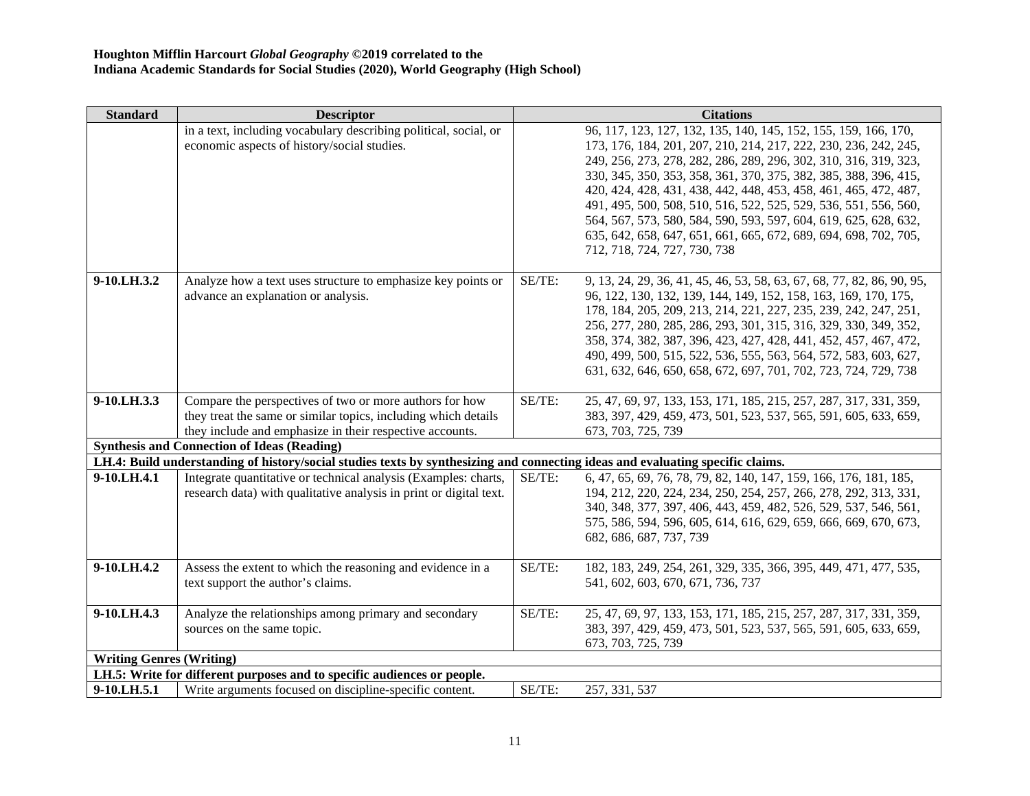**Houghton Mifflin Harcourt *Global Geography* ©2019 correlated to the**
**Indiana Academic Standards for Social Studies (2020), World Geography (High School)**

| Standard | Descriptor | | Citations |
|---|---|---|---|
| | in a text, including vocabulary describing political, social, or economic aspects of history/social studies. | | 96, 117, 123, 127, 132, 135, 140, 145, 152, 155, 159, 166, 170, 173, 176, 184, 201, 207, 210, 214, 217, 222, 230, 236, 242, 245, 249, 256, 273, 278, 282, 286, 289, 296, 302, 310, 316, 319, 323, 330, 345, 350, 353, 358, 361, 370, 375, 382, 385, 388, 396, 415, 420, 424, 428, 431, 438, 442, 448, 453, 458, 461, 465, 472, 487, 491, 495, 500, 508, 510, 516, 522, 525, 529, 536, 551, 556, 560, 564, 567, 573, 580, 584, 590, 593, 597, 604, 619, 625, 628, 632, 635, 642, 658, 647, 651, 661, 665, 672, 689, 694, 698, 702, 705, 712, 718, 724, 727, 730, 738 |
| **9-10.LH.3.2** | Analyze how a text uses structure to emphasize key points or advance an explanation or analysis. | SE/TE: | 9, 13, 24, 29, 36, 41, 45, 46, 53, 58, 63, 67, 68, 77, 82, 86, 90, 95, 96, 122, 130, 132, 139, 144, 149, 152, 158, 163, 169, 170, 175, 178, 184, 205, 209, 213, 214, 221, 227, 235, 239, 242, 247, 251, 256, 277, 280, 285, 286, 293, 301, 315, 316, 329, 330, 349, 352, 358, 374, 382, 387, 396, 423, 427, 428, 441, 452, 457, 467, 472, 490, 499, 500, 515, 522, 536, 555, 563, 564, 572, 583, 603, 627, 631, 632, 646, 650, 658, 672, 697, 701, 702, 723, 724, 729, 738 |
| **9-10.LH.3.3** | Compare the perspectives of two or more authors for how they treat the same or similar topics, including which details they include and emphasize in their respective accounts. | SE/TE: | 25, 47, 69, 97, 133, 153, 171, 185, 215, 257, 287, 317, 331, 359, 383, 397, 429, 459, 473, 501, 523, 537, 565, 591, 605, 633, 659, 673, 703, 725, 739 |
| **Synthesis and Connection of Ideas (Reading)** | | | |
| **LH.4: Build understanding of history/social studies texts by synthesizing and connecting ideas and evaluating specific claims.** | | | |
| **9-10.LH.4.1** | Integrate quantitative or technical analysis (Examples: charts, research data) with qualitative analysis in print or digital text. | SE/TE: | 6, 47, 65, 69, 76, 78, 79, 82, 140, 147, 159, 166, 176, 181, 185, 194, 212, 220, 224, 234, 250, 254, 257, 266, 278, 292, 313, 331, 340, 348, 377, 397, 406, 443, 459, 482, 526, 529, 537, 546, 561, 575, 586, 594, 596, 605, 614, 616, 629, 659, 666, 669, 670, 673, 682, 686, 687, 737, 739 |
| **9-10.LH.4.2** | Assess the extent to which the reasoning and evidence in a text support the author's claims. | SE/TE: | 182, 183, 249, 254, 261, 329, 335, 366, 395, 449, 471, 477, 535, 541, 602, 603, 670, 671, 736, 737 |
| **9-10.LH.4.3** | Analyze the relationships among primary and secondary sources on the same topic. | SE/TE: | 25, 47, 69, 97, 133, 153, 171, 185, 215, 257, 287, 317, 331, 359, 383, 397, 429, 459, 473, 501, 523, 537, 565, 591, 605, 633, 659, 673, 703, 725, 739 |
| **Writing Genres (Writing)** | | | |
| **LH.5: Write for different purposes and to specific audiences or people.** | | | |
| **9-10.LH.5.1** | Write arguments focused on discipline-specific content. | SE/TE: | 257, 331, 537 |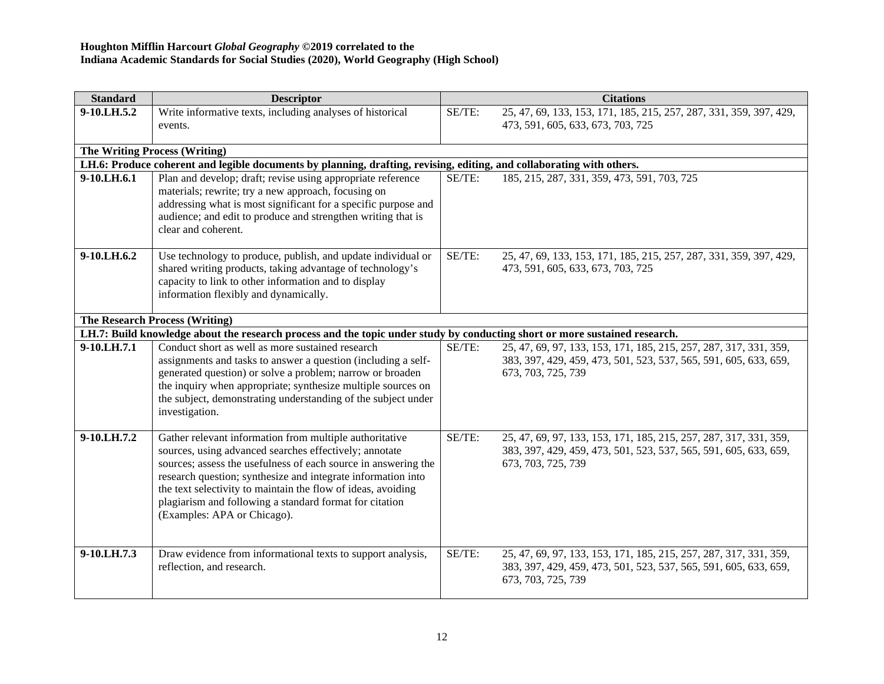**Houghton Mifflin Harcourt *Global Geography* ©2019 correlated to the**
**Indiana Academic Standards for Social Studies (2020), World Geography (High School)**

| Standard | Descriptor | Citations | |
|---|---|---|---|
| **9-10.LH.5.2** | Write informative texts, including analyses of historical events. | SE/TE: | 25, 47, 69, 133, 153, 171, 185, 215, 257, 287, 331, 359, 397, 429, 473, 591, 605, 633, 673, 703, 725 |
| **The Writing Process (Writing)** | | | |
| **LH.6: Produce coherent and legible documents by planning, drafting, revising, editing, and collaborating with others.** | | | |
| **9-10.LH.6.1** | Plan and develop; draft; revise using appropriate reference materials; rewrite; try a new approach, focusing on addressing what is most significant for a specific purpose and audience; and edit to produce and strengthen writing that is clear and coherent. | SE/TE: | 185, 215, 287, 331, 359, 473, 591, 703, 725 |
| **9-10.LH.6.2** | Use technology to produce, publish, and update individual or shared writing products, taking advantage of technology's capacity to link to other information and to display information flexibly and dynamically. | SE/TE: | 25, 47, 69, 133, 153, 171, 185, 215, 257, 287, 331, 359, 397, 429, 473, 591, 605, 633, 673, 703, 725 |
| **The Research Process (Writing)** | | | |
| **LH.7: Build knowledge about the research process and the topic under study by conducting short or more sustained research.** | | | |
| **9-10.LH.7.1** | Conduct short as well as more sustained research assignments and tasks to answer a question (including a self-generated question) or solve a problem; narrow or broaden the inquiry when appropriate; synthesize multiple sources on the subject, demonstrating understanding of the subject under investigation. | SE/TE: | 25, 47, 69, 97, 133, 153, 171, 185, 215, 257, 287, 317, 331, 359, 383, 397, 429, 459, 473, 501, 523, 537, 565, 591, 605, 633, 659, 673, 703, 725, 739 |
| **9-10.LH.7.2** | Gather relevant information from multiple authoritative sources, using advanced searches effectively; annotate sources; assess the usefulness of each source in answering the research question; synthesize and integrate information into the text selectivity to maintain the flow of ideas, avoiding plagiarism and following a standard format for citation (Examples: APA or Chicago). | SE/TE: | 25, 47, 69, 97, 133, 153, 171, 185, 215, 257, 287, 317, 331, 359, 383, 397, 429, 459, 473, 501, 523, 537, 565, 591, 605, 633, 659, 673, 703, 725, 739 |
| **9-10.LH.7.3** | Draw evidence from informational texts to support analysis, reflection, and research. | SE/TE: | 25, 47, 69, 97, 133, 153, 171, 185, 215, 257, 287, 317, 331, 359, 383, 397, 429, 459, 473, 501, 523, 537, 565, 591, 605, 633, 659, 673, 703, 725, 739 |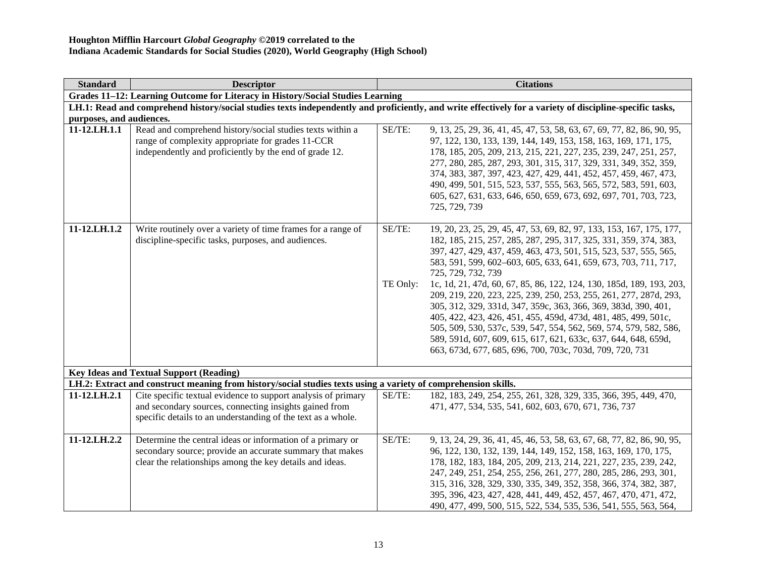**Houghton Mifflin Harcourt *Global Geography* ©2019 correlated to the**
**Indiana Academic Standards for Social Studies (2020), World Geography (High School)**

| Standard | Descriptor | Citations | |
|---|---|---|---|
| **Grades 11–12: Learning Outcome for Literacy in History/Social Studies Learning** | | | |
| **LH.1: Read and comprehend history/social studies texts independently and proficiently, and write effectively for a variety of discipline-specific tasks, purposes, and audiences.** | | | |
| **11-12.LH.1.1** | Read and comprehend history/social studies texts within a range of complexity appropriate for grades 11-CCR independently and proficiently by the end of grade 12. | SE/TE: | 9, 13, 25, 29, 36, 41, 45, 47, 53, 58, 63, 67, 69, 77, 82, 86, 90, 95, 97, 122, 130, 133, 139, 144, 149, 153, 158, 163, 169, 171, 175, 178, 185, 205, 209, 213, 215, 221, 227, 235, 239, 247, 251, 257, 277, 280, 285, 287, 293, 301, 315, 317, 329, 331, 349, 352, 359, 374, 383, 387, 397, 423, 427, 429, 441, 452, 457, 459, 467, 473, 490, 499, 501, 515, 523, 537, 555, 563, 565, 572, 583, 591, 603, 605, 627, 631, 633, 646, 650, 659, 673, 692, 697, 701, 703, 723, 725, 729, 739 |
| **11-12.LH.1.2** | Write routinely over a variety of time frames for a range of discipline-specific tasks, purposes, and audiences. | SE/TE: | 19, 20, 23, 25, 29, 45, 47, 53, 69, 82, 97, 133, 153, 167, 175, 177, 182, 185, 215, 257, 285, 287, 295, 317, 325, 331, 359, 374, 383, 397, 427, 429, 437, 459, 463, 473, 501, 515, 523, 537, 555, 565, 583, 591, 599, 602–603, 605, 633, 641, 659, 673, 703, 711, 717, 725, 729, 732, 739 |
| | | TE Only: | 1c, 1d, 21, 47d, 60, 67, 85, 86, 122, 124, 130, 185d, 189, 193, 203, 209, 219, 220, 223, 225, 239, 250, 253, 255, 261, 277, 287d, 293, 305, 312, 329, 331d, 347, 359c, 363, 366, 369, 383d, 390, 401, 405, 422, 423, 426, 451, 455, 459d, 473d, 481, 485, 499, 501c, 505, 509, 530, 537c, 539, 547, 554, 562, 569, 574, 579, 582, 586, 589, 591d, 607, 609, 615, 617, 621, 633c, 637, 644, 648, 659d, 663, 673d, 677, 685, 696, 700, 703c, 703d, 709, 720, 731 |
| **Key Ideas and Textual Support (Reading)** | | | |
| **LH.2: Extract and construct meaning from history/social studies texts using a variety of comprehension skills.** | | | |
| **11-12.LH.2.1** | Cite specific textual evidence to support analysis of primary and secondary sources, connecting insights gained from specific details to an understanding of the text as a whole. | SE/TE: | 182, 183, 249, 254, 255, 261, 328, 329, 335, 366, 395, 449, 470, 471, 477, 534, 535, 541, 602, 603, 670, 671, 736, 737 |
| **11-12.LH.2.2** | Determine the central ideas or information of a primary or secondary source; provide an accurate summary that makes clear the relationships among the key details and ideas. | SE/TE: | 9, 13, 24, 29, 36, 41, 45, 46, 53, 58, 63, 67, 68, 77, 82, 86, 90, 95, 96, 122, 130, 132, 139, 144, 149, 152, 158, 163, 169, 170, 175, 178, 182, 183, 184, 205, 209, 213, 214, 221, 227, 235, 239, 242, 247, 249, 251, 254, 255, 256, 261, 277, 280, 285, 286, 293, 301, 315, 316, 328, 329, 330, 335, 349, 352, 358, 366, 374, 382, 387, 395, 396, 423, 427, 428, 441, 449, 452, 457, 467, 470, 471, 472, 490, 477, 499, 500, 515, 522, 534, 535, 536, 541, 555, 563, 564, |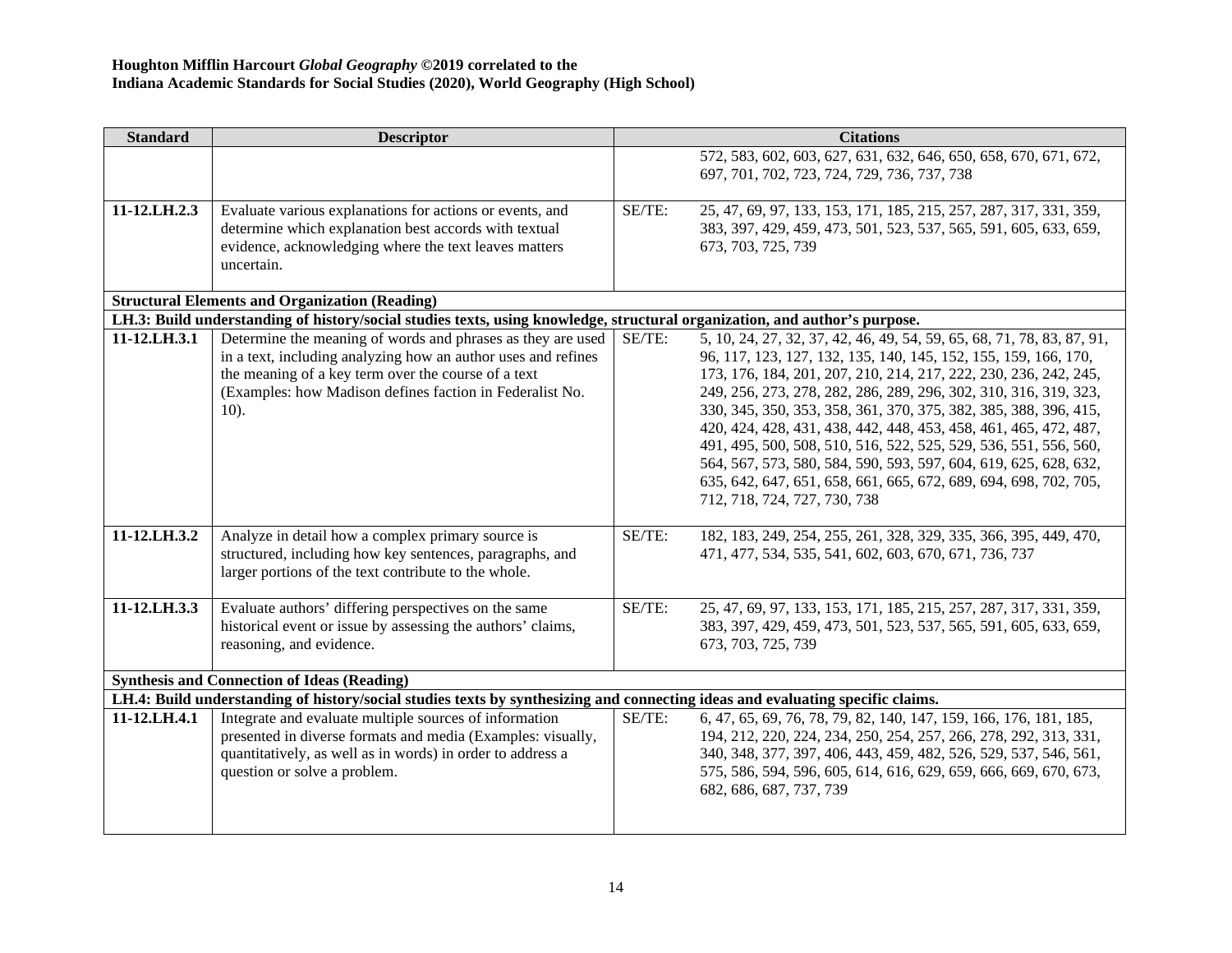**Houghton Mifflin Harcourt *Global Geography* ©2019 correlated to the**
**Indiana Academic Standards for Social Studies (2020), World Geography (High School)**

| Standard | Descriptor | Citations |
|---|---|---|
| | | 572, 583, 602, 603, 627, 631, 632, 646, 650, 658, 670, 671, 672, 697, 701, 702, 723, 724, 729, 736, 737, 738 |
| 11-12.LH.2.3 | Evaluate various explanations for actions or events, and determine which explanation best accords with textual evidence, acknowledging where the text leaves matters uncertain. | SE/TE: 25, 47, 69, 97, 133, 153, 171, 185, 215, 257, 287, 317, 331, 359, 383, 397, 429, 459, 473, 501, 523, 537, 565, 591, 605, 633, 659, 673, 703, 725, 739 |
| **Structural Elements and Organization (Reading)** | | |
| **LH.3: Build understanding of history/social studies texts, using knowledge, structural organization, and author's purpose.** | | |
| 11-12.LH.3.1 | Determine the meaning of words and phrases as they are used in a text, including analyzing how an author uses and refines the meaning of a key term over the course of a text (Examples: how Madison defines faction in Federalist No. 10). | SE/TE: 5, 10, 24, 27, 32, 37, 42, 46, 49, 54, 59, 65, 68, 71, 78, 83, 87, 91, 96, 117, 123, 127, 132, 135, 140, 145, 152, 155, 159, 166, 170, 173, 176, 184, 201, 207, 210, 214, 217, 222, 230, 236, 242, 245, 249, 256, 273, 278, 282, 286, 289, 296, 302, 310, 316, 319, 323, 330, 345, 350, 353, 358, 361, 370, 375, 382, 385, 388, 396, 415, 420, 424, 428, 431, 438, 442, 448, 453, 458, 461, 465, 472, 487, 491, 495, 500, 508, 510, 516, 522, 525, 529, 536, 551, 556, 560, 564, 567, 573, 580, 584, 590, 593, 597, 604, 619, 625, 628, 632, 635, 642, 647, 651, 658, 661, 665, 672, 689, 694, 698, 702, 705, 712, 718, 724, 727, 730, 738 |
| 11-12.LH.3.2 | Analyze in detail how a complex primary source is structured, including how key sentences, paragraphs, and larger portions of the text contribute to the whole. | SE/TE: 182, 183, 249, 254, 255, 261, 328, 329, 335, 366, 395, 449, 470, 471, 477, 534, 535, 541, 602, 603, 670, 671, 736, 737 |
| 11-12.LH.3.3 | Evaluate authors' differing perspectives on the same historical event or issue by assessing the authors' claims, reasoning, and evidence. | SE/TE: 25, 47, 69, 97, 133, 153, 171, 185, 215, 257, 287, 317, 331, 359, 383, 397, 429, 459, 473, 501, 523, 537, 565, 591, 605, 633, 659, 673, 703, 725, 739 |
| **Synthesis and Connection of Ideas (Reading)** | | |
| **LH.4: Build understanding of history/social studies texts by synthesizing and connecting ideas and evaluating specific claims.** | | |
| 11-12.LH.4.1 | Integrate and evaluate multiple sources of information presented in diverse formats and media (Examples: visually, quantitatively, as well as in words) in order to address a question or solve a problem. | SE/TE: 6, 47, 65, 69, 76, 78, 79, 82, 140, 147, 159, 166, 176, 181, 185, 194, 212, 220, 224, 234, 250, 254, 257, 266, 278, 292, 313, 331, 340, 348, 377, 397, 406, 443, 459, 482, 526, 529, 537, 546, 561, 575, 586, 594, 596, 605, 614, 616, 629, 659, 666, 669, 670, 673, 682, 686, 687, 737, 739 |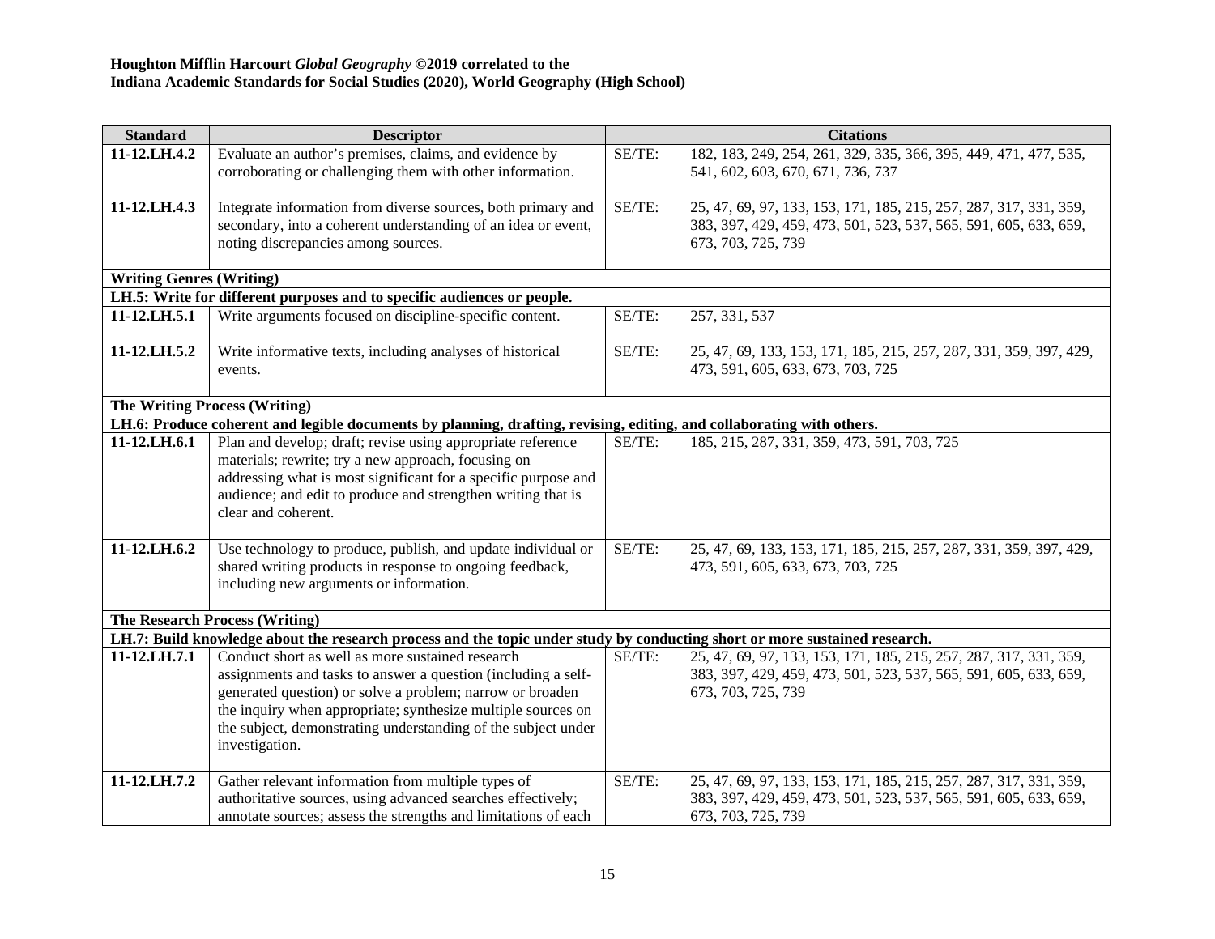**Houghton Mifflin Harcourt *Global Geography* ©2019 correlated to the**
**Indiana Academic Standards for Social Studies (2020), World Geography (High School)**

| Standard | Descriptor | Citations | |
|---|---|---|---|
| **11-12.LH.4.2** | Evaluate an author's premises, claims, and evidence by corroborating or challenging them with other information. | SE/TE: | 182, 183, 249, 254, 261, 329, 335, 366, 395, 449, 471, 477, 535, 541, 602, 603, 670, 671, 736, 737 |
| **11-12.LH.4.3** | Integrate information from diverse sources, both primary and secondary, into a coherent understanding of an idea or event, noting discrepancies among sources. | SE/TE: | 25, 47, 69, 97, 133, 153, 171, 185, 215, 257, 287, 317, 331, 359, 383, 397, 429, 459, 473, 501, 523, 537, 565, 591, 605, 633, 659, 673, 703, 725, 739 |
| **Writing Genres (Writing)** | | | |
| **LH.5: Write for different purposes and to specific audiences or people.** | | | |
| **11-12.LH.5.1** | Write arguments focused on discipline-specific content. | SE/TE: | 257, 331, 537 |
| **11-12.LH.5.2** | Write informative texts, including analyses of historical events. | SE/TE: | 25, 47, 69, 133, 153, 171, 185, 215, 257, 287, 331, 359, 397, 429, 473, 591, 605, 633, 673, 703, 725 |
| **The Writing Process (Writing)** | | | |
| **LH.6: Produce coherent and legible documents by planning, drafting, revising, editing, and collaborating with others.** | | | |
| **11-12.LH.6.1** | Plan and develop; draft; revise using appropriate reference materials; rewrite; try a new approach, focusing on addressing what is most significant for a specific purpose and audience; and edit to produce and strengthen writing that is clear and coherent. | SE/TE: | 185, 215, 287, 331, 359, 473, 591, 703, 725 |
| **11-12.LH.6.2** | Use technology to produce, publish, and update individual or shared writing products in response to ongoing feedback, including new arguments or information. | SE/TE: | 25, 47, 69, 133, 153, 171, 185, 215, 257, 287, 331, 359, 397, 429, 473, 591, 605, 633, 673, 703, 725 |
| **The Research Process (Writing)** | | | |
| **LH.7: Build knowledge about the research process and the topic under study by conducting short or more sustained research.** | | | |
| **11-12.LH.7.1** | Conduct short as well as more sustained research assignments and tasks to answer a question (including a self-generated question) or solve a problem; narrow or broaden the inquiry when appropriate; synthesize multiple sources on the subject, demonstrating understanding of the subject under investigation. | SE/TE: | 25, 47, 69, 97, 133, 153, 171, 185, 215, 257, 287, 317, 331, 359, 383, 397, 429, 459, 473, 501, 523, 537, 565, 591, 605, 633, 659, 673, 703, 725, 739 |
| **11-12.LH.7.2** | Gather relevant information from multiple types of authoritative sources, using advanced searches effectively; annotate sources; assess the strengths and limitations of each | SE/TE: | 25, 47, 69, 97, 133, 153, 171, 185, 215, 257, 287, 317, 331, 359, 383, 397, 429, 459, 473, 501, 523, 537, 565, 591, 605, 633, 659, 673, 703, 725, 739 |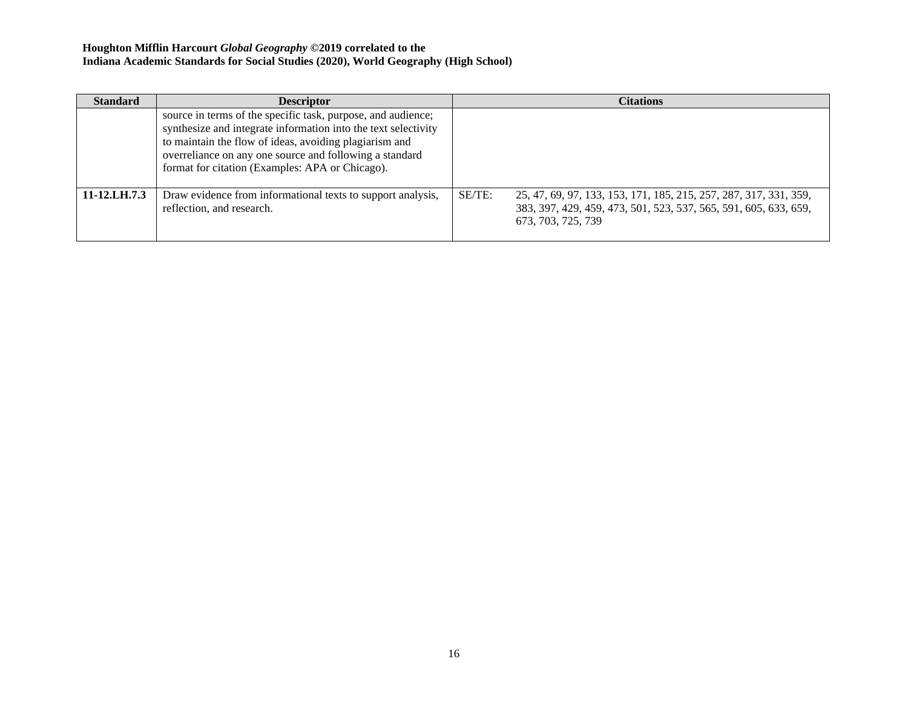**Houghton Mifflin Harcourt *Global Geography* ©2019 correlated to the**
**Indiana Academic Standards for Social Studies (2020), World Geography (High School)**

| Standard | Descriptor | Citations | |
|---|---|---|---|
| | source in terms of the specific task, purpose, and audience; synthesize and integrate information into the text selectivity to maintain the flow of ideas, avoiding plagiarism and overreliance on any one source and following a standard format for citation (Examples: APA or Chicago). | | |
| **11-12.LH.7.3** | Draw evidence from informational texts to support analysis, reflection, and research. | SE/TE: | 25, 47, 69, 97, 133, 153, 171, 185, 215, 257, 287, 317, 331, 359, 383, 397, 429, 459, 473, 501, 523, 537, 565, 591, 605, 633, 659, 673, 703, 725, 739 |